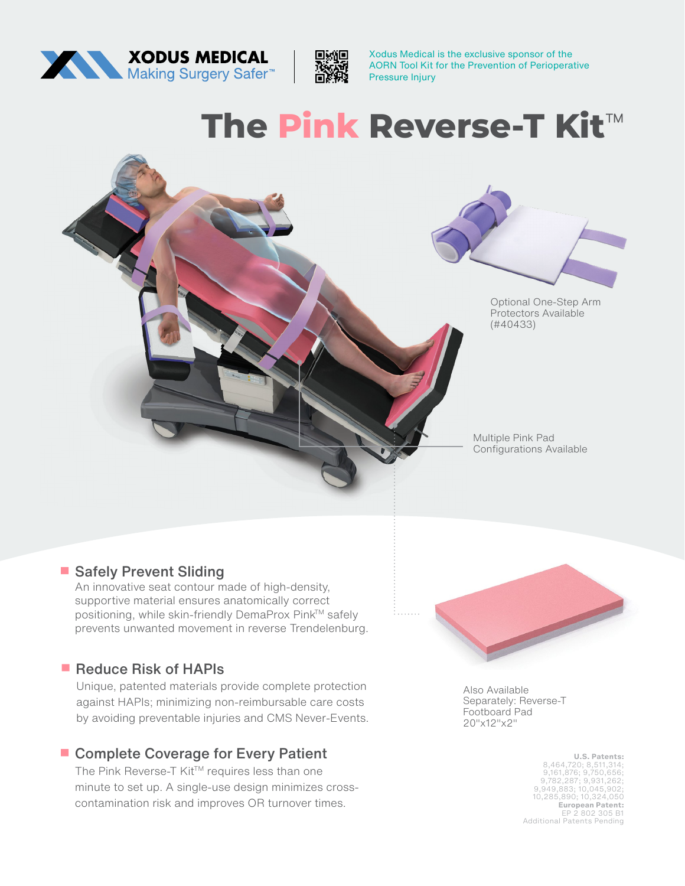XODUS MEDICAL
Making Surgery Safer™

Xodus Medical is the exclusive sponsor of the AORN Tool Kit for the Prevention of Perioperative Pressure Injury

# The Pink Reverse-T Kit™

Optional One-Step Arm Protectors Available (#40433)

Multiple Pink Pad Configurations Available

## Safely Prevent Sliding

An innovative seat contour made of high-density, supportive material ensures anatomically correct positioning, while skin-friendly DemaProx Pink™ safely prevents unwanted movement in reverse Trendelenburg.

## Reduce Risk of HAPIs

Unique, patented materials provide complete protection against HAPIs; minimizing non-reimbursable care costs by avoiding preventable injuries and CMS Never-Events.

## Complete Coverage for Every Patient

The Pink Reverse-T Kit™ requires less than one minute to set up. A single-use design minimizes cross-contamination risk and improves OR turnover times.

Also Available Separately: Reverse-T Footboard Pad 20"x12"x2"

**U.S. Patents:**
8,464,720; 8,511,314; 9,161,876; 9,750,656; 9,782,287; 9,931,262; 9,949,883; 10,045,902; 10,285,890; 10,324,050
**European Patent:**
EP 2 802 305 B1
Additional Patents Pending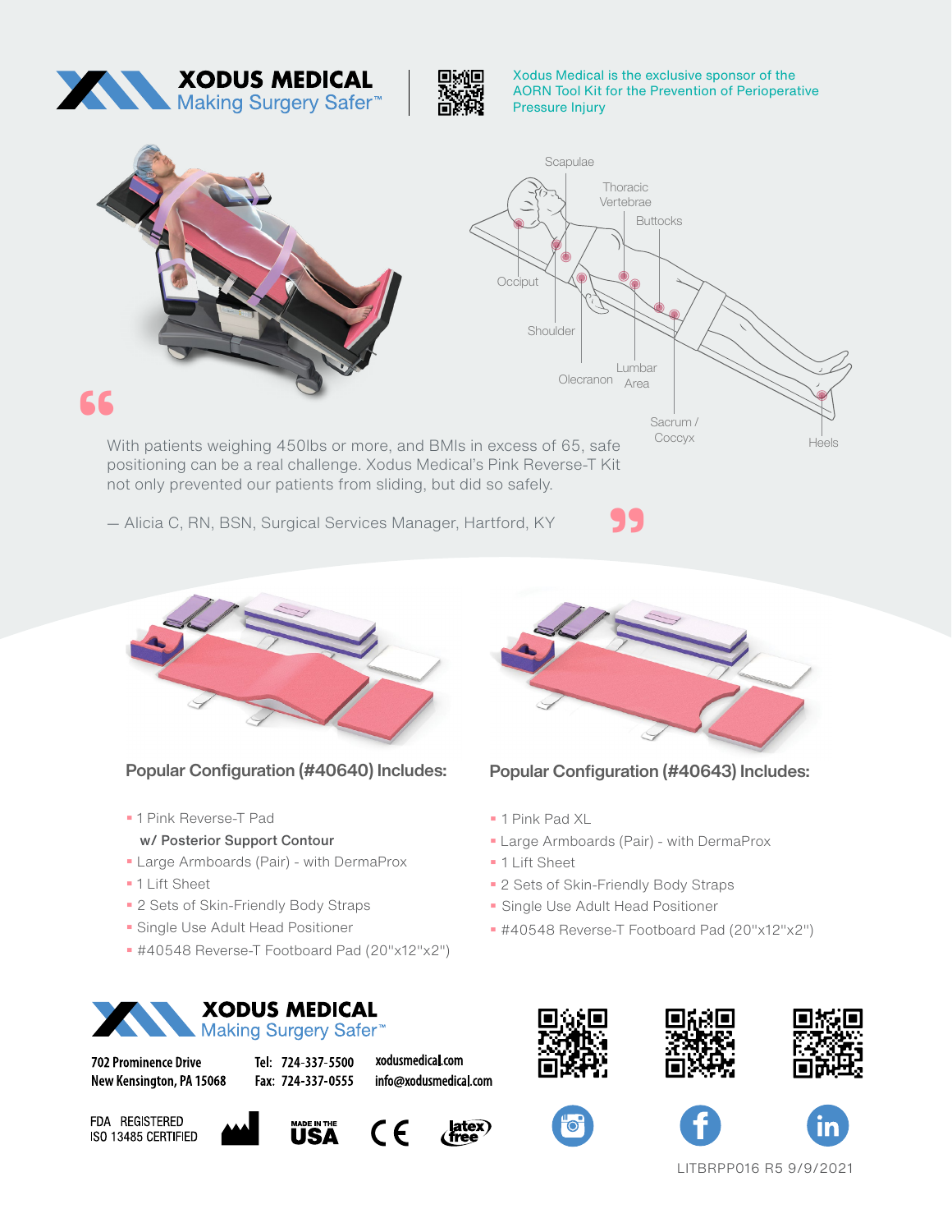# XODUS MEDICAL

Making Surgery Safer™

Xodus Medical is the exclusive sponsor of the AORN Tool Kit for the Prevention of Perioperative Pressure Injury

Scapulae

Thoracic Vertebrae

Buttocks

Occiput

Shoulder

Olecranon

Lumbar Area

Sacrum / Coccyx

Heels

> With patients weighing 450lbs or more, and BMIs in excess of 65, safe positioning can be a real challenge. Xodus Medical's Pink Reverse-T Kit not only prevented our patients from sliding, but did so safely.
>
> — Alicia C, RN, BSN, Surgical Services Manager, Hartford, KY

### Popular Configuration (#40640) Includes:

- 1 Pink Reverse-T Pad
  **w/ Posterior Support Contour**
- Large Armboards (Pair) - with DermaProx
- 1 Lift Sheet
- 2 Sets of Skin-Friendly Body Straps
- Single Use Adult Head Positioner
- #40548 Reverse-T Footboard Pad (20"x12"x2")

### Popular Configuration (#40643) Includes:

- 1 Pink Pad XL
- Large Armboards (Pair) - with DermaProx
- 1 Lift Sheet
- 2 Sets of Skin-Friendly Body Straps
- Single Use Adult Head Positioner
- #40548 Reverse-T Footboard Pad (20"x12"x2")

**XODUS MEDICAL**
Making Surgery Safer™

702 Prominence Drive
New Kensington, PA 15068

Tel: 724-337-5500
Fax: 724-337-0555

xodusmedical.com
info@xodusmedical.com

FDA REGISTERED
ISO 13485 CERTIFIED

MADE IN THE USA

CE

latex free

LITBRPP016 R5 9/9/2021